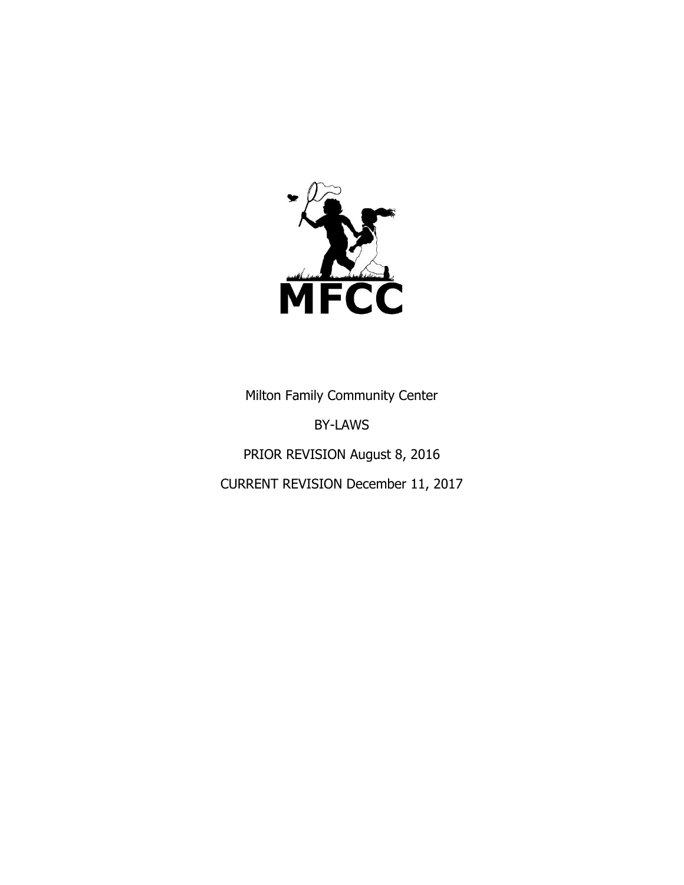MFCC

Milton Family Community Center

BY-LAWS

PRIOR REVISION August 8, 2016

CURRENT REVISION December 11, 2017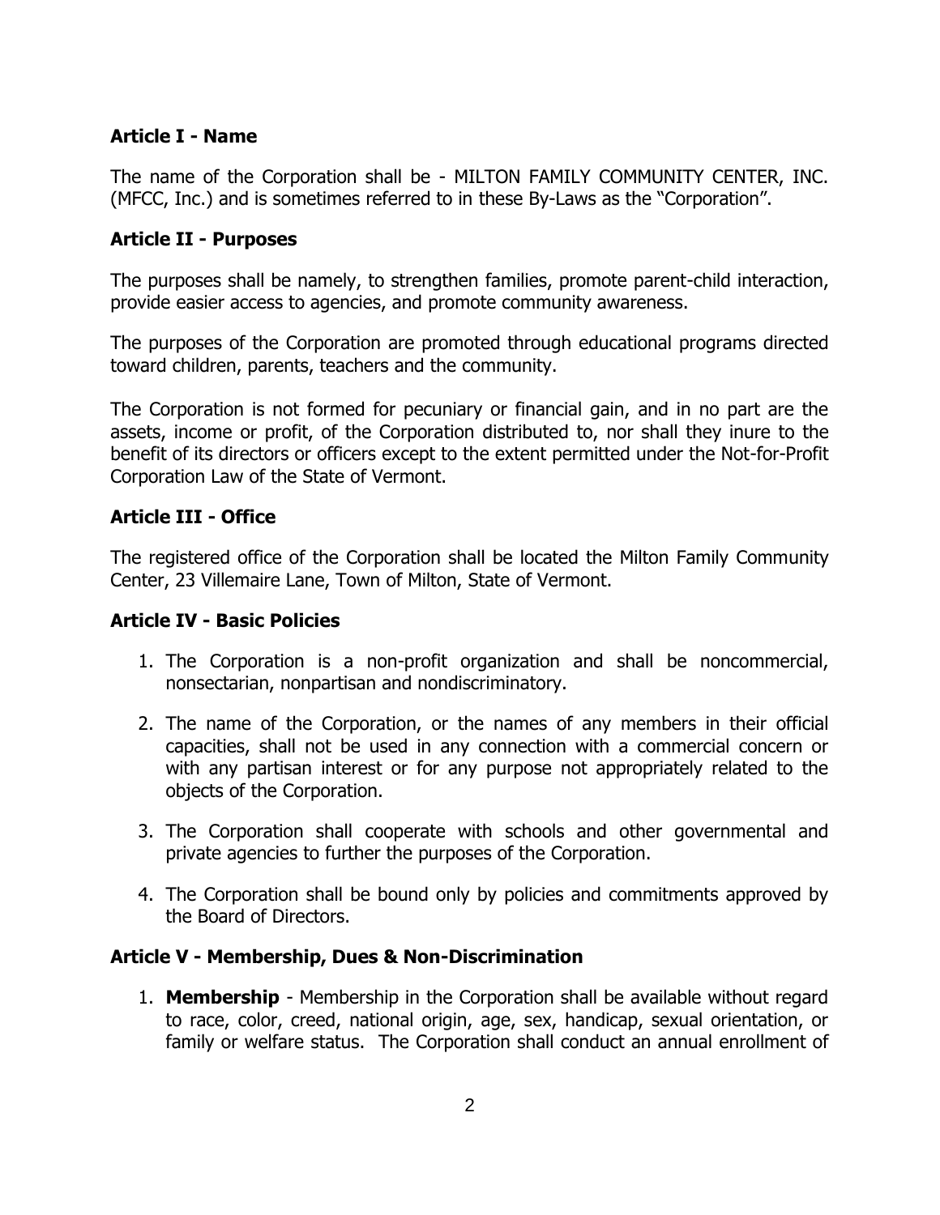## Article I - Name

The name of the Corporation shall be - MILTON FAMILY COMMUNITY CENTER, INC. (MFCC, Inc.) and is sometimes referred to in these By-Laws as the "Corporation".

## Article II - Purposes

The purposes shall be namely, to strengthen families, promote parent-child interaction, provide easier access to agencies, and promote community awareness.

The purposes of the Corporation are promoted through educational programs directed toward children, parents, teachers and the community.

The Corporation is not formed for pecuniary or financial gain, and in no part are the assets, income or profit, of the Corporation distributed to, nor shall they inure to the benefit of its directors or officers except to the extent permitted under the Not-for-Profit Corporation Law of the State of Vermont.

## Article III - Office

The registered office of the Corporation shall be located the Milton Family Community Center, 23 Villemaire Lane, Town of Milton, State of Vermont.

## Article IV - Basic Policies

1. The Corporation is a non-profit organization and shall be noncommercial, nonsectarian, nonpartisan and nondiscriminatory.
2. The name of the Corporation, or the names of any members in their official capacities, shall not be used in any connection with a commercial concern or with any partisan interest or for any purpose not appropriately related to the objects of the Corporation.
3. The Corporation shall cooperate with schools and other governmental and private agencies to further the purposes of the Corporation.
4. The Corporation shall be bound only by policies and commitments approved by the Board of Directors.

## Article V - Membership, Dues & Non-Discrimination

1. **Membership** - Membership in the Corporation shall be available without regard to race, color, creed, national origin, age, sex, handicap, sexual orientation, or family or welfare status. The Corporation shall conduct an annual enrollment of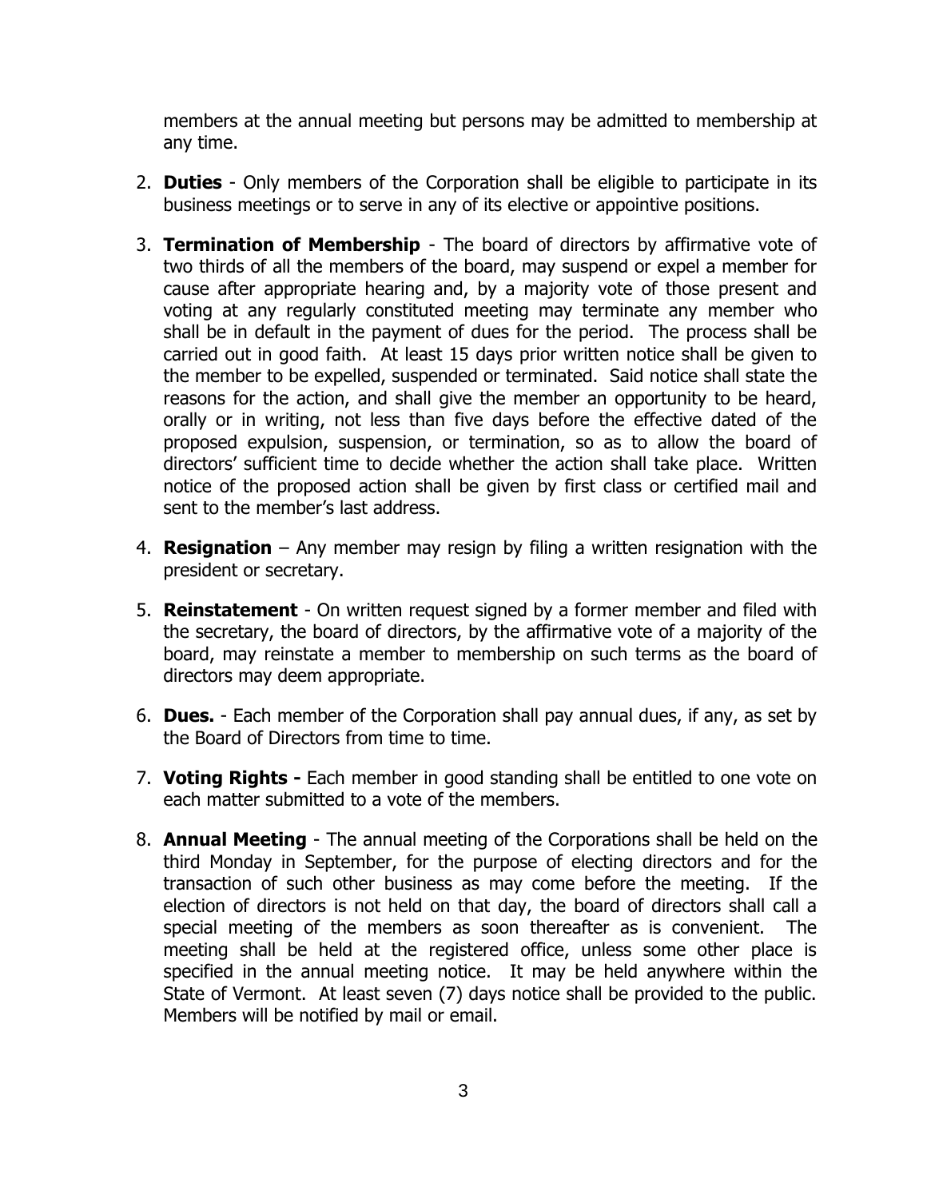members at the annual meeting but persons may be admitted to membership at any time.

2. **Duties** - Only members of the Corporation shall be eligible to participate in its business meetings or to serve in any of its elective or appointive positions.

3. **Termination of Membership** - The board of directors by affirmative vote of two thirds of all the members of the board, may suspend or expel a member for cause after appropriate hearing and, by a majority vote of those present and voting at any regularly constituted meeting may terminate any member who shall be in default in the payment of dues for the period. The process shall be carried out in good faith. At least 15 days prior written notice shall be given to the member to be expelled, suspended or terminated. Said notice shall state the reasons for the action, and shall give the member an opportunity to be heard, orally or in writing, not less than five days before the effective dated of the proposed expulsion, suspension, or termination, so as to allow the board of directors' sufficient time to decide whether the action shall take place. Written notice of the proposed action shall be given by first class or certified mail and sent to the member's last address.

4. **Resignation** – Any member may resign by filing a written resignation with the president or secretary.

5. **Reinstatement** - On written request signed by a former member and filed with the secretary, the board of directors, by the affirmative vote of a majority of the board, may reinstate a member to membership on such terms as the board of directors may deem appropriate.

6. **Dues.** - Each member of the Corporation shall pay annual dues, if any, as set by the Board of Directors from time to time.

7. **Voting Rights -** Each member in good standing shall be entitled to one vote on each matter submitted to a vote of the members.

8. **Annual Meeting** - The annual meeting of the Corporations shall be held on the third Monday in September, for the purpose of electing directors and for the transaction of such other business as may come before the meeting. If the election of directors is not held on that day, the board of directors shall call a special meeting of the members as soon thereafter as is convenient. The meeting shall be held at the registered office, unless some other place is specified in the annual meeting notice. It may be held anywhere within the State of Vermont. At least seven (7) days notice shall be provided to the public. Members will be notified by mail or email.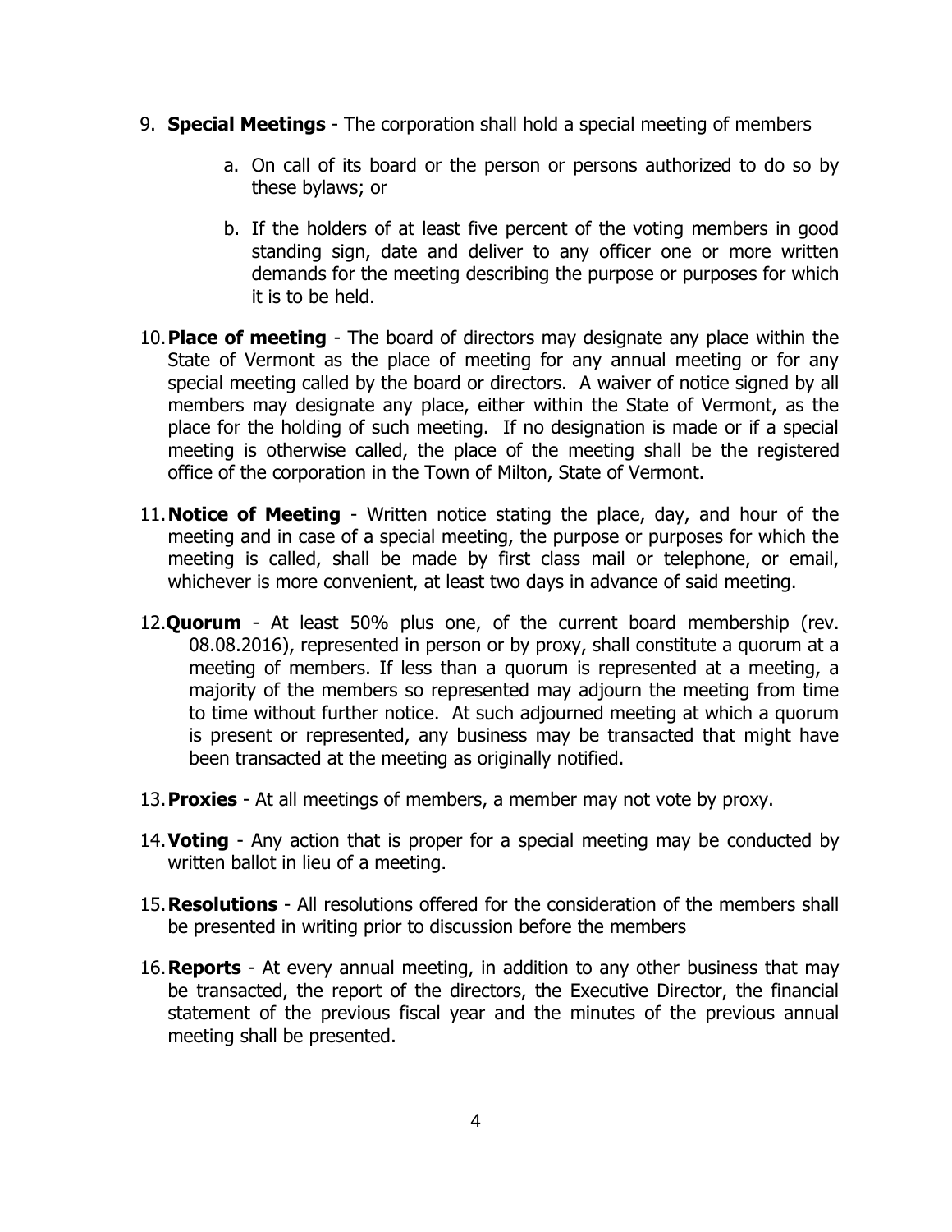9. **Special Meetings** - The corporation shall hold a special meeting of members

    a. On call of its board or the person or persons authorized to do so by these bylaws; or

    b. If the holders of at least five percent of the voting members in good standing sign, date and deliver to any officer one or more written demands for the meeting describing the purpose or purposes for which it is to be held.

10. **Place of meeting** - The board of directors may designate any place within the State of Vermont as the place of meeting for any annual meeting or for any special meeting called by the board or directors. A waiver of notice signed by all members may designate any place, either within the State of Vermont, as the place for the holding of such meeting. If no designation is made or if a special meeting is otherwise called, the place of the meeting shall be the registered office of the corporation in the Town of Milton, State of Vermont.

11. **Notice of Meeting** - Written notice stating the place, day, and hour of the meeting and in case of a special meeting, the purpose or purposes for which the meeting is called, shall be made by first class mail or telephone, or email, whichever is more convenient, at least two days in advance of said meeting.

12. **Quorum** - At least 50% plus one, of the current board membership (rev. 08.08.2016), represented in person or by proxy, shall constitute a quorum at a meeting of members. If less than a quorum is represented at a meeting, a majority of the members so represented may adjourn the meeting from time to time without further notice. At such adjourned meeting at which a quorum is present or represented, any business may be transacted that might have been transacted at the meeting as originally notified.

13. **Proxies** - At all meetings of members, a member may not vote by proxy.

14. **Voting** - Any action that is proper for a special meeting may be conducted by written ballot in lieu of a meeting.

15. **Resolutions** - All resolutions offered for the consideration of the members shall be presented in writing prior to discussion before the members

16. **Reports** - At every annual meeting, in addition to any other business that may be transacted, the report of the directors, the Executive Director, the financial statement of the previous fiscal year and the minutes of the previous annual meeting shall be presented.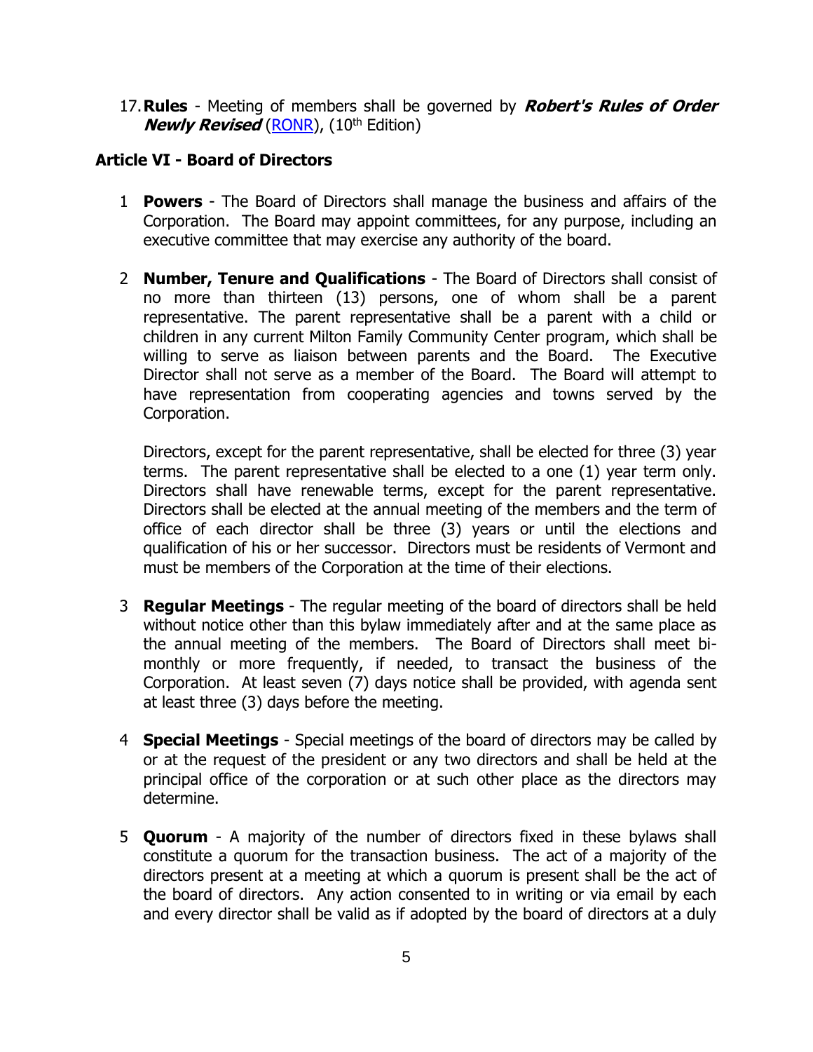17. **Rules** - Meeting of members shall be governed by ***Robert's Rules of Order Newly Revised*** (RONR), (10th Edition)

## Article VI - Board of Directors

1 **Powers** - The Board of Directors shall manage the business and affairs of the Corporation. The Board may appoint committees, for any purpose, including an executive committee that may exercise any authority of the board.

2 **Number, Tenure and Qualifications** - The Board of Directors shall consist of no more than thirteen (13) persons, one of whom shall be a parent representative. The parent representative shall be a parent with a child or children in any current Milton Family Community Center program, which shall be willing to serve as liaison between parents and the Board. The Executive Director shall not serve as a member of the Board. The Board will attempt to have representation from cooperating agencies and towns served by the Corporation.

   Directors, except for the parent representative, shall be elected for three (3) year terms. The parent representative shall be elected to a one (1) year term only. Directors shall have renewable terms, except for the parent representative. Directors shall be elected at the annual meeting of the members and the term of office of each director shall be three (3) years or until the elections and qualification of his or her successor. Directors must be residents of Vermont and must be members of the Corporation at the time of their elections.

3 **Regular Meetings** - The regular meeting of the board of directors shall be held without notice other than this bylaw immediately after and at the same place as the annual meeting of the members. The Board of Directors shall meet bi-monthly or more frequently, if needed, to transact the business of the Corporation. At least seven (7) days notice shall be provided, with agenda sent at least three (3) days before the meeting.

4 **Special Meetings** - Special meetings of the board of directors may be called by or at the request of the president or any two directors and shall be held at the principal office of the corporation or at such other place as the directors may determine.

5 **Quorum** - A majority of the number of directors fixed in these bylaws shall constitute a quorum for the transaction business. The act of a majority of the directors present at a meeting at which a quorum is present shall be the act of the board of directors. Any action consented to in writing or via email by each and every director shall be valid as if adopted by the board of directors at a duly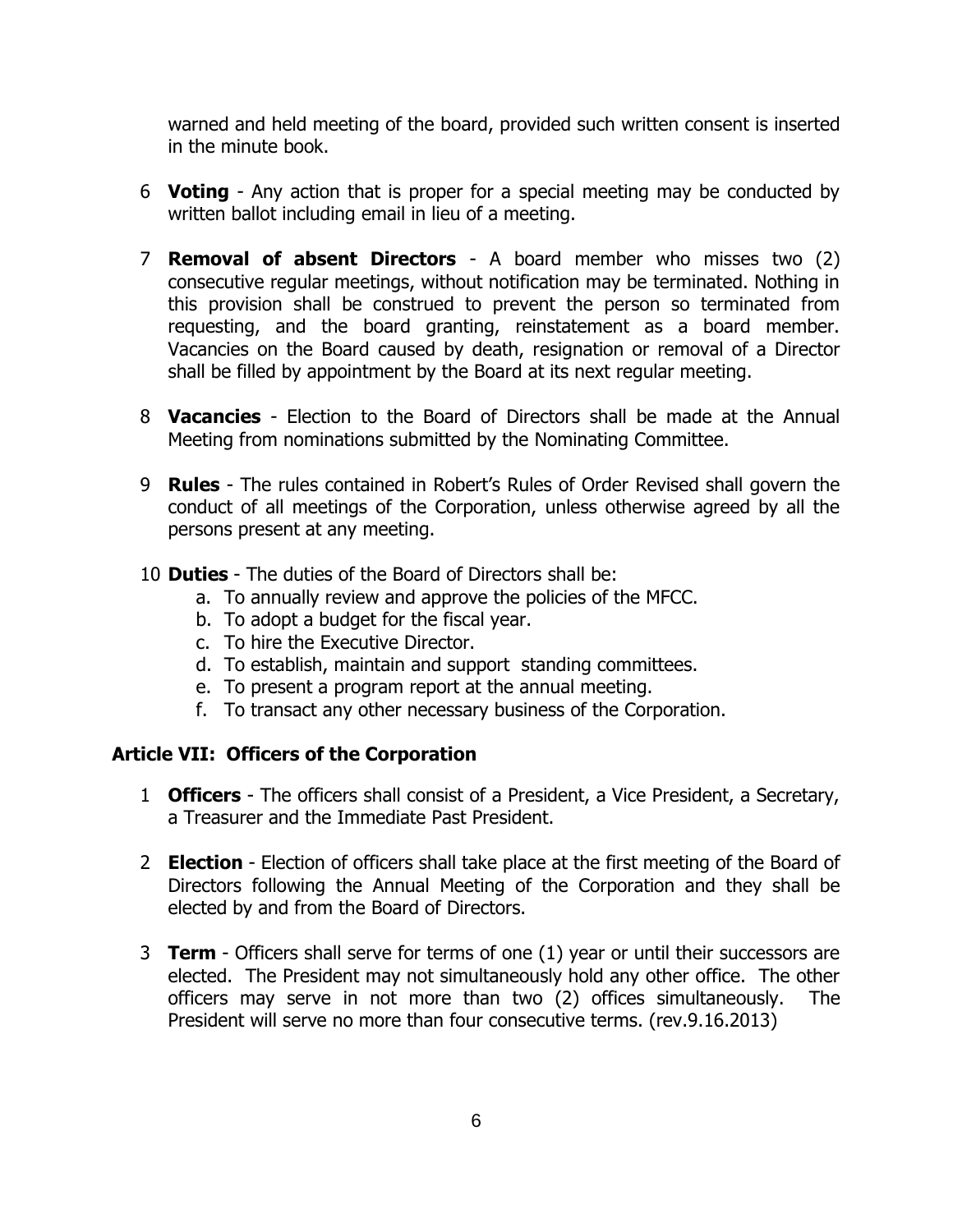warned and held meeting of the board, provided such written consent is inserted in the minute book.

6 **Voting** - Any action that is proper for a special meeting may be conducted by written ballot including email in lieu of a meeting.

7 **Removal of absent Directors** - A board member who misses two (2) consecutive regular meetings, without notification may be terminated. Nothing in this provision shall be construed to prevent the person so terminated from requesting, and the board granting, reinstatement as a board member. Vacancies on the Board caused by death, resignation or removal of a Director shall be filled by appointment by the Board at its next regular meeting.

8 **Vacancies** - Election to the Board of Directors shall be made at the Annual Meeting from nominations submitted by the Nominating Committee.

9 **Rules** - The rules contained in Robert's Rules of Order Revised shall govern the conduct of all meetings of the Corporation, unless otherwise agreed by all the persons present at any meeting.

10 **Duties** - The duties of the Board of Directors shall be:

   a. To annually review and approve the policies of the MFCC.
   b. To adopt a budget for the fiscal year.
   c. To hire the Executive Director.
   d. To establish, maintain and support standing committees.
   e. To present a program report at the annual meeting.
   f. To transact any other necessary business of the Corporation.

## Article VII: Officers of the Corporation

1 **Officers** - The officers shall consist of a President, a Vice President, a Secretary, a Treasurer and the Immediate Past President.

2 **Election** - Election of officers shall take place at the first meeting of the Board of Directors following the Annual Meeting of the Corporation and they shall be elected by and from the Board of Directors.

3 **Term** - Officers shall serve for terms of one (1) year or until their successors are elected. The President may not simultaneously hold any other office. The other officers may serve in not more than two (2) offices simultaneously. The President will serve no more than four consecutive terms. (rev.9.16.2013)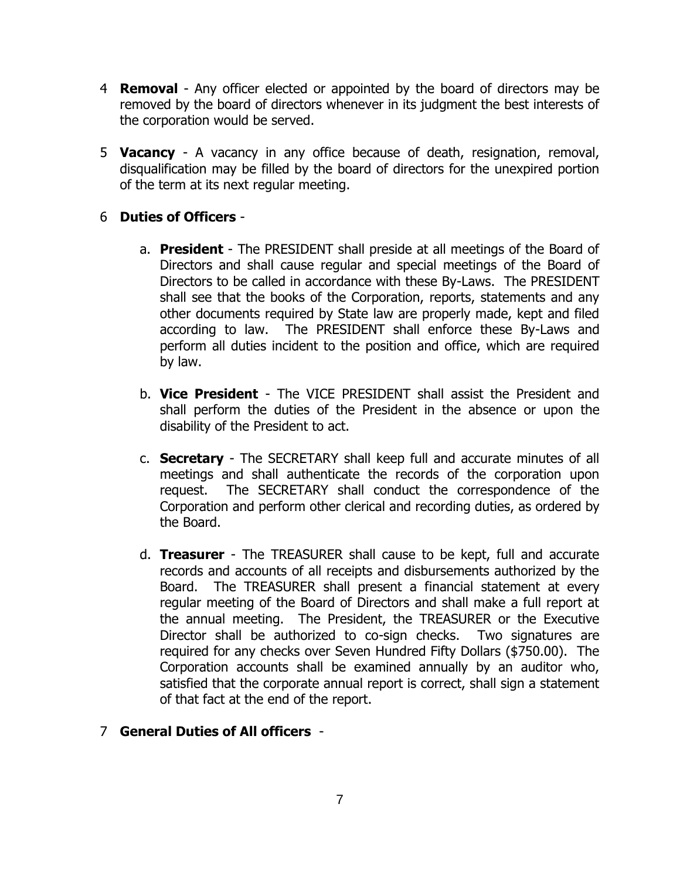4 **Removal** - Any officer elected or appointed by the board of directors may be removed by the board of directors whenever in its judgment the best interests of the corporation would be served.

5 **Vacancy** - A vacancy in any office because of death, resignation, removal, disqualification may be filled by the board of directors for the unexpired portion of the term at its next regular meeting.

6 **Duties of Officers** -

a. **President** - The PRESIDENT shall preside at all meetings of the Board of Directors and shall cause regular and special meetings of the Board of Directors to be called in accordance with these By-Laws. The PRESIDENT shall see that the books of the Corporation, reports, statements and any other documents required by State law are properly made, kept and filed according to law. The PRESIDENT shall enforce these By-Laws and perform all duties incident to the position and office, which are required by law.

b. **Vice President** - The VICE PRESIDENT shall assist the President and shall perform the duties of the President in the absence or upon the disability of the President to act.

c. **Secretary** - The SECRETARY shall keep full and accurate minutes of all meetings and shall authenticate the records of the corporation upon request. The SECRETARY shall conduct the correspondence of the Corporation and perform other clerical and recording duties, as ordered by the Board.

d. **Treasurer** - The TREASURER shall cause to be kept, full and accurate records and accounts of all receipts and disbursements authorized by the Board. The TREASURER shall present a financial statement at every regular meeting of the Board of Directors and shall make a full report at the annual meeting. The President, the TREASURER or the Executive Director shall be authorized to co-sign checks. Two signatures are required for any checks over Seven Hundred Fifty Dollars ($750.00). The Corporation accounts shall be examined annually by an auditor who, satisfied that the corporate annual report is correct, shall sign a statement of that fact at the end of the report.

7 **General Duties of All officers** -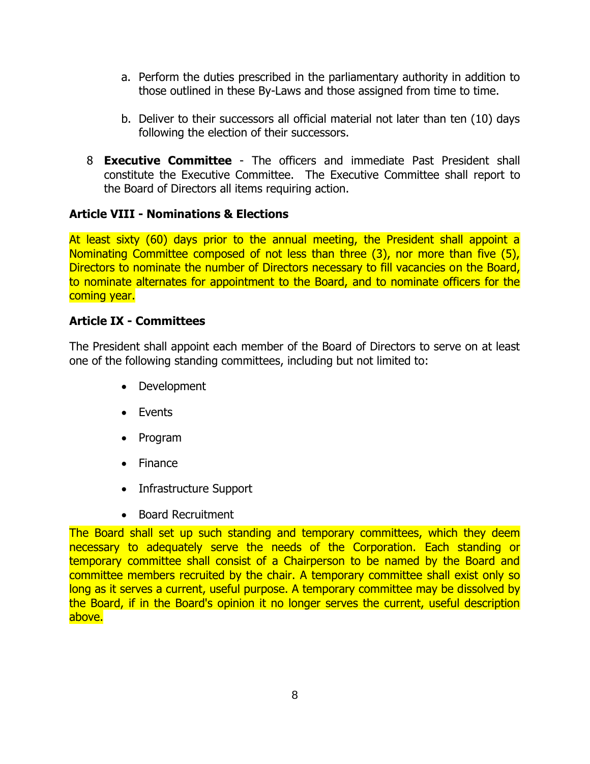a. Perform the duties prescribed in the parliamentary authority in addition to those outlined in these By-Laws and those assigned from time to time.

b. Deliver to their successors all official material not later than ten (10) days following the election of their successors.

8 **Executive Committee** - The officers and immediate Past President shall constitute the Executive Committee. The Executive Committee shall report to the Board of Directors all items requiring action.

## Article VIII - Nominations & Elections

At least sixty (60) days prior to the annual meeting, the President shall appoint a Nominating Committee composed of not less than three (3), nor more than five (5), Directors to nominate the number of Directors necessary to fill vacancies on the Board, to nominate alternates for appointment to the Board, and to nominate officers for the coming year.

## Article IX - Committees

The President shall appoint each member of the Board of Directors to serve on at least one of the following standing committees, including but not limited to:

- Development
- Events
- Program
- Finance
- Infrastructure Support
- Board Recruitment

The Board shall set up such standing and temporary committees, which they deem necessary to adequately serve the needs of the Corporation. Each standing or temporary committee shall consist of a Chairperson to be named by the Board and committee members recruited by the chair. A temporary committee shall exist only so long as it serves a current, useful purpose. A temporary committee may be dissolved by the Board, if in the Board's opinion it no longer serves the current, useful description above.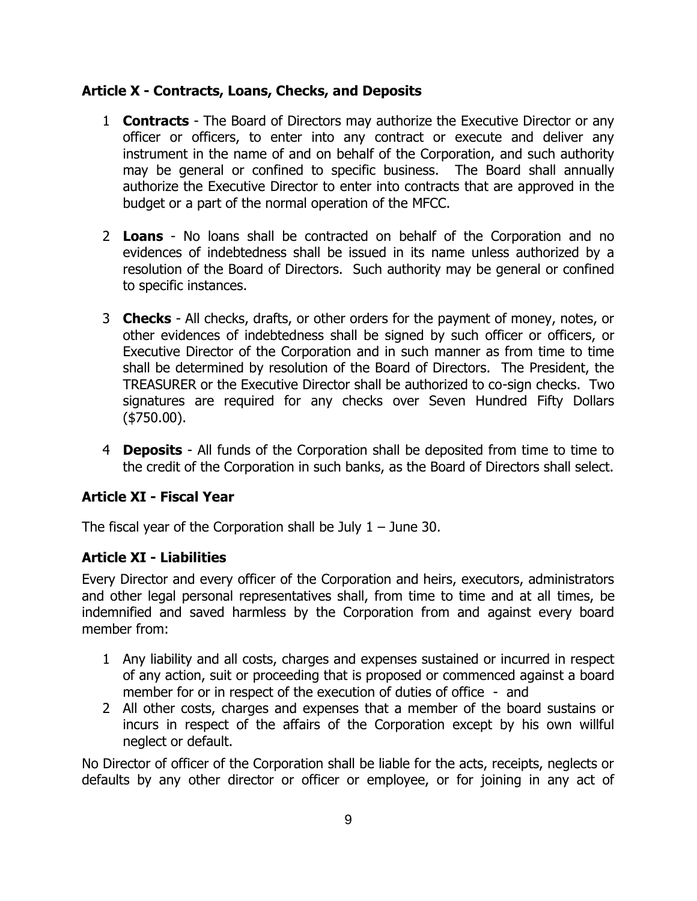### Article X - Contracts, Loans, Checks, and Deposits

1 **Contracts** - The Board of Directors may authorize the Executive Director or any officer or officers, to enter into any contract or execute and deliver any instrument in the name of and on behalf of the Corporation, and such authority may be general or confined to specific business. The Board shall annually authorize the Executive Director to enter into contracts that are approved in the budget or a part of the normal operation of the MFCC.

2 **Loans** - No loans shall be contracted on behalf of the Corporation and no evidences of indebtedness shall be issued in its name unless authorized by a resolution of the Board of Directors. Such authority may be general or confined to specific instances.

3 **Checks** - All checks, drafts, or other orders for the payment of money, notes, or other evidences of indebtedness shall be signed by such officer or officers, or Executive Director of the Corporation and in such manner as from time to time shall be determined by resolution of the Board of Directors. The President, the TREASURER or the Executive Director shall be authorized to co-sign checks. Two signatures are required for any checks over Seven Hundred Fifty Dollars ($750.00).

4 **Deposits** - All funds of the Corporation shall be deposited from time to time to the credit of the Corporation in such banks, as the Board of Directors shall select.

### Article XI - Fiscal Year

The fiscal year of the Corporation shall be July 1 – June 30.

### Article XI - Liabilities

Every Director and every officer of the Corporation and heirs, executors, administrators and other legal personal representatives shall, from time to time and at all times, be indemnified and saved harmless by the Corporation from and against every board member from:

1 Any liability and all costs, charges and expenses sustained or incurred in respect of any action, suit or proceeding that is proposed or commenced against a board member for or in respect of the execution of duties of office - and
2 All other costs, charges and expenses that a member of the board sustains or incurs in respect of the affairs of the Corporation except by his own willful neglect or default.

No Director of officer of the Corporation shall be liable for the acts, receipts, neglects or defaults by any other director or officer or employee, or for joining in any act of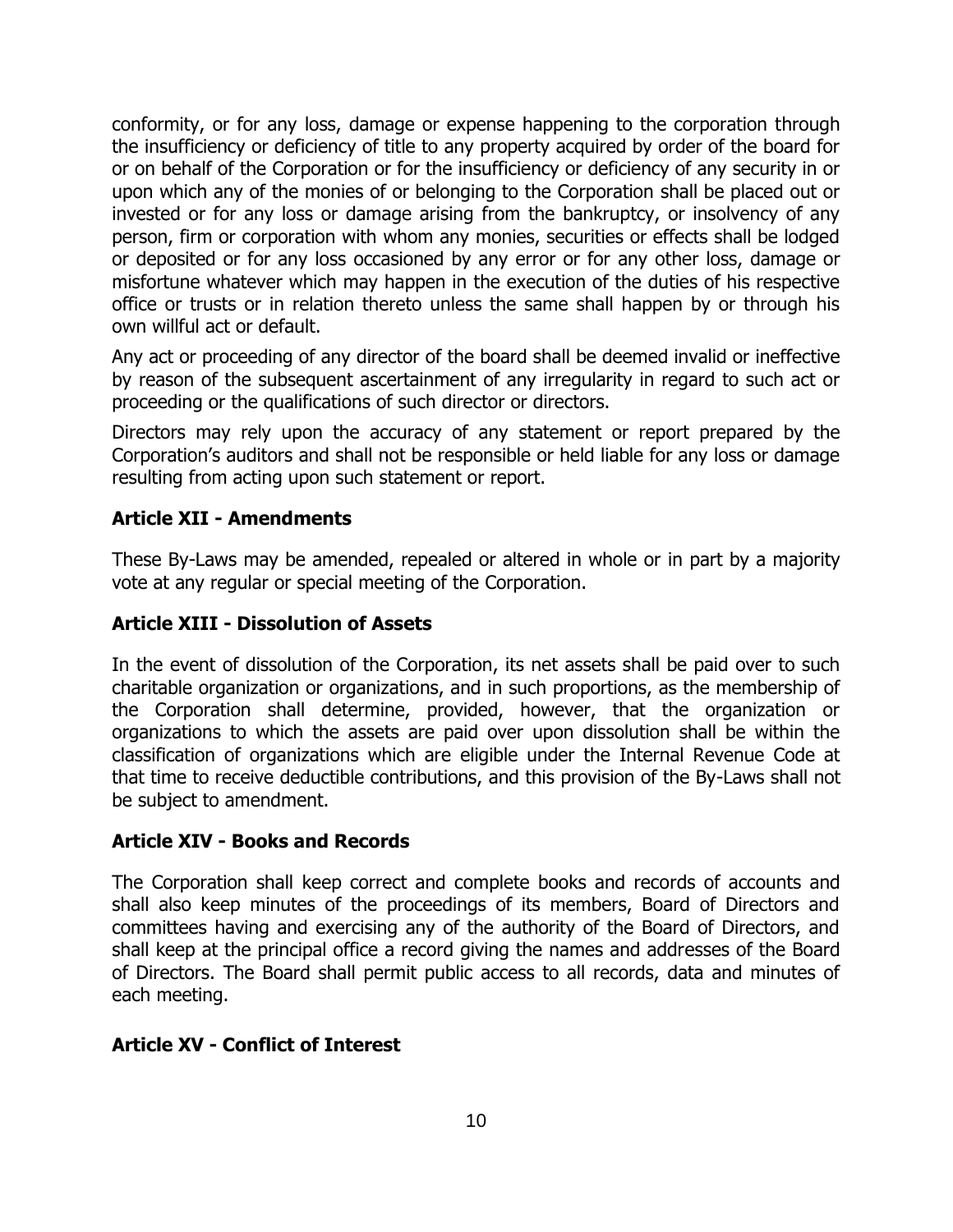conformity, or for any loss, damage or expense happening to the corporation through the insufficiency or deficiency of title to any property acquired by order of the board for or on behalf of the Corporation or for the insufficiency or deficiency of any security in or upon which any of the monies of or belonging to the Corporation shall be placed out or invested or for any loss or damage arising from the bankruptcy, or insolvency of any person, firm or corporation with whom any monies, securities or effects shall be lodged or deposited or for any loss occasioned by any error or for any other loss, damage or misfortune whatever which may happen in the execution of the duties of his respective office or trusts or in relation thereto unless the same shall happen by or through his own willful act or default.

Any act or proceeding of any director of the board shall be deemed invalid or ineffective by reason of the subsequent ascertainment of any irregularity in regard to such act or proceeding or the qualifications of such director or directors.

Directors may rely upon the accuracy of any statement or report prepared by the Corporation's auditors and shall not be responsible or held liable for any loss or damage resulting from acting upon such statement or report.

## Article XII - Amendments

These By-Laws may be amended, repealed or altered in whole or in part by a majority vote at any regular or special meeting of the Corporation.

## Article XIII - Dissolution of Assets

In the event of dissolution of the Corporation, its net assets shall be paid over to such charitable organization or organizations, and in such proportions, as the membership of the Corporation shall determine, provided, however, that the organization or organizations to which the assets are paid over upon dissolution shall be within the classification of organizations which are eligible under the Internal Revenue Code at that time to receive deductible contributions, and this provision of the By-Laws shall not be subject to amendment.

## Article XIV - Books and Records

The Corporation shall keep correct and complete books and records of accounts and shall also keep minutes of the proceedings of its members, Board of Directors and committees having and exercising any of the authority of the Board of Directors, and shall keep at the principal office a record giving the names and addresses of the Board of Directors. The Board shall permit public access to all records, data and minutes of each meeting.

## Article XV - Conflict of Interest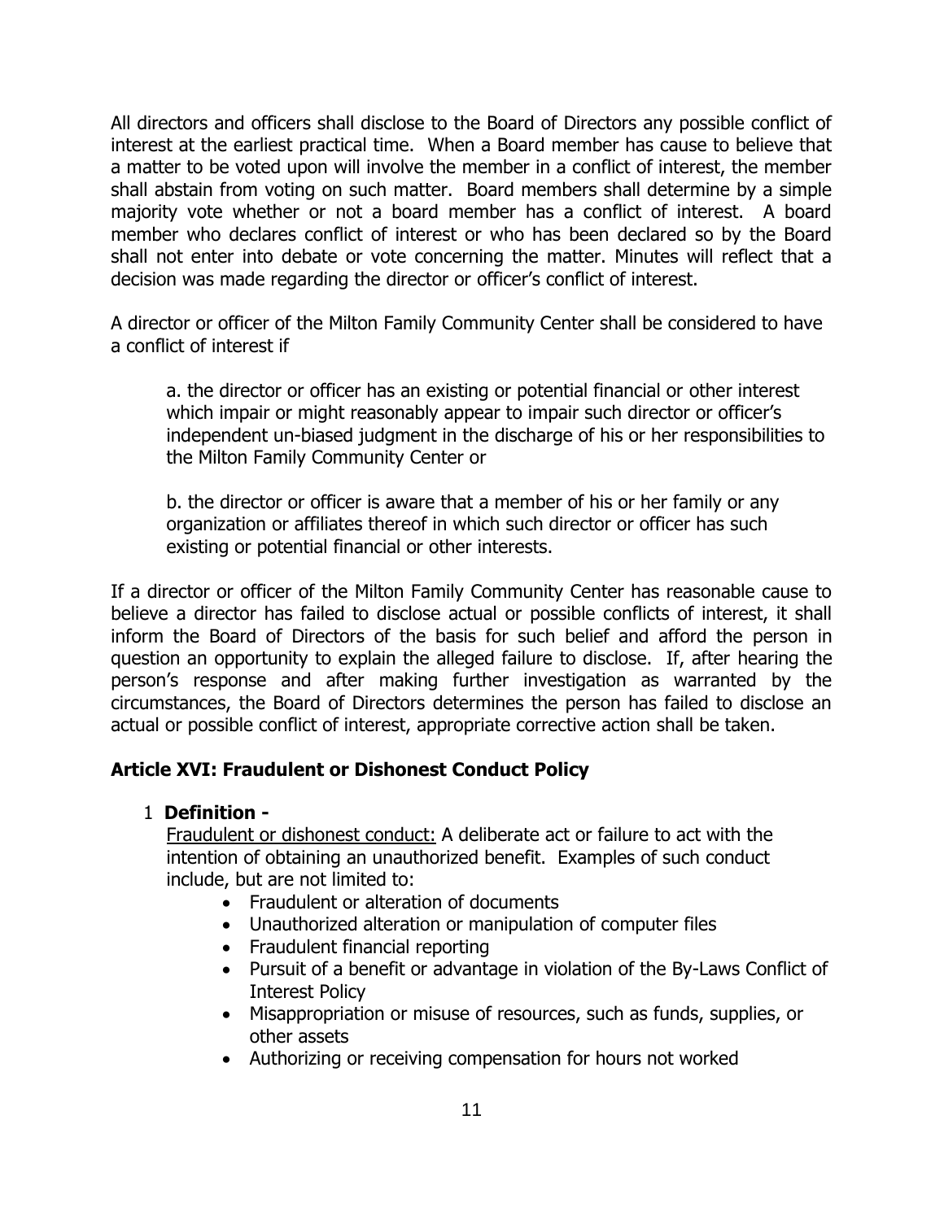All directors and officers shall disclose to the Board of Directors any possible conflict of interest at the earliest practical time. When a Board member has cause to believe that a matter to be voted upon will involve the member in a conflict of interest, the member shall abstain from voting on such matter. Board members shall determine by a simple majority vote whether or not a board member has a conflict of interest. A board member who declares conflict of interest or who has been declared so by the Board shall not enter into debate or vote concerning the matter. Minutes will reflect that a decision was made regarding the director or officer's conflict of interest.

A director or officer of the Milton Family Community Center shall be considered to have a conflict of interest if

> a. the director or officer has an existing or potential financial or other interest which impair or might reasonably appear to impair such director or officer's independent un-biased judgment in the discharge of his or her responsibilities to the Milton Family Community Center or
>
> b. the director or officer is aware that a member of his or her family or any organization or affiliates thereof in which such director or officer has such existing or potential financial or other interests.

If a director or officer of the Milton Family Community Center has reasonable cause to believe a director has failed to disclose actual or possible conflicts of interest, it shall inform the Board of Directors of the basis for such belief and afford the person in question an opportunity to explain the alleged failure to disclose. If, after hearing the person's response and after making further investigation as warranted by the circumstances, the Board of Directors determines the person has failed to disclose an actual or possible conflict of interest, appropriate corrective action shall be taken.

## Article XVI: Fraudulent or Dishonest Conduct Policy

1 **Definition -**

<u>Fraudulent or dishonest conduct:</u> A deliberate act or failure to act with the intention of obtaining an unauthorized benefit. Examples of such conduct include, but are not limited to:

- Fraudulent or alteration of documents
- Unauthorized alteration or manipulation of computer files
- Fraudulent financial reporting
- Pursuit of a benefit or advantage in violation of the By-Laws Conflict of Interest Policy
- Misappropriation or misuse of resources, such as funds, supplies, or other assets
- Authorizing or receiving compensation for hours not worked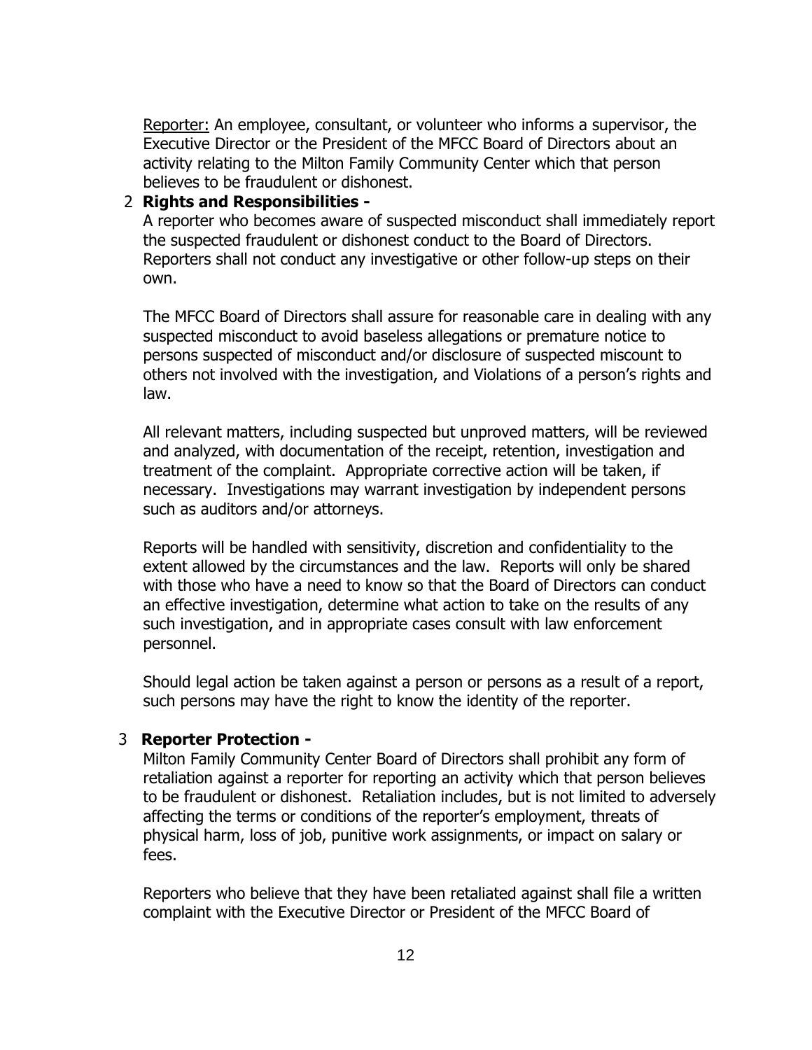<u>Reporter:</u> An employee, consultant, or volunteer who informs a supervisor, the Executive Director or the President of the MFCC Board of Directors about an activity relating to the Milton Family Community Center which that person believes to be fraudulent or dishonest.

2 **Rights and Responsibilities -**

A reporter who becomes aware of suspected misconduct shall immediately report the suspected fraudulent or dishonest conduct to the Board of Directors. Reporters shall not conduct any investigative or other follow-up steps on their own.

The MFCC Board of Directors shall assure for reasonable care in dealing with any suspected misconduct to avoid baseless allegations or premature notice to persons suspected of misconduct and/or disclosure of suspected miscount to others not involved with the investigation, and Violations of a person's rights and law.

All relevant matters, including suspected but unproved matters, will be reviewed and analyzed, with documentation of the receipt, retention, investigation and treatment of the complaint. Appropriate corrective action will be taken, if necessary. Investigations may warrant investigation by independent persons such as auditors and/or attorneys.

Reports will be handled with sensitivity, discretion and confidentiality to the extent allowed by the circumstances and the law. Reports will only be shared with those who have a need to know so that the Board of Directors can conduct an effective investigation, determine what action to take on the results of any such investigation, and in appropriate cases consult with law enforcement personnel.

Should legal action be taken against a person or persons as a result of a report, such persons may have the right to know the identity of the reporter.

3 **Reporter Protection -**

Milton Family Community Center Board of Directors shall prohibit any form of retaliation against a reporter for reporting an activity which that person believes to be fraudulent or dishonest. Retaliation includes, but is not limited to adversely affecting the terms or conditions of the reporter's employment, threats of physical harm, loss of job, punitive work assignments, or impact on salary or fees.

Reporters who believe that they have been retaliated against shall file a written complaint with the Executive Director or President of the MFCC Board of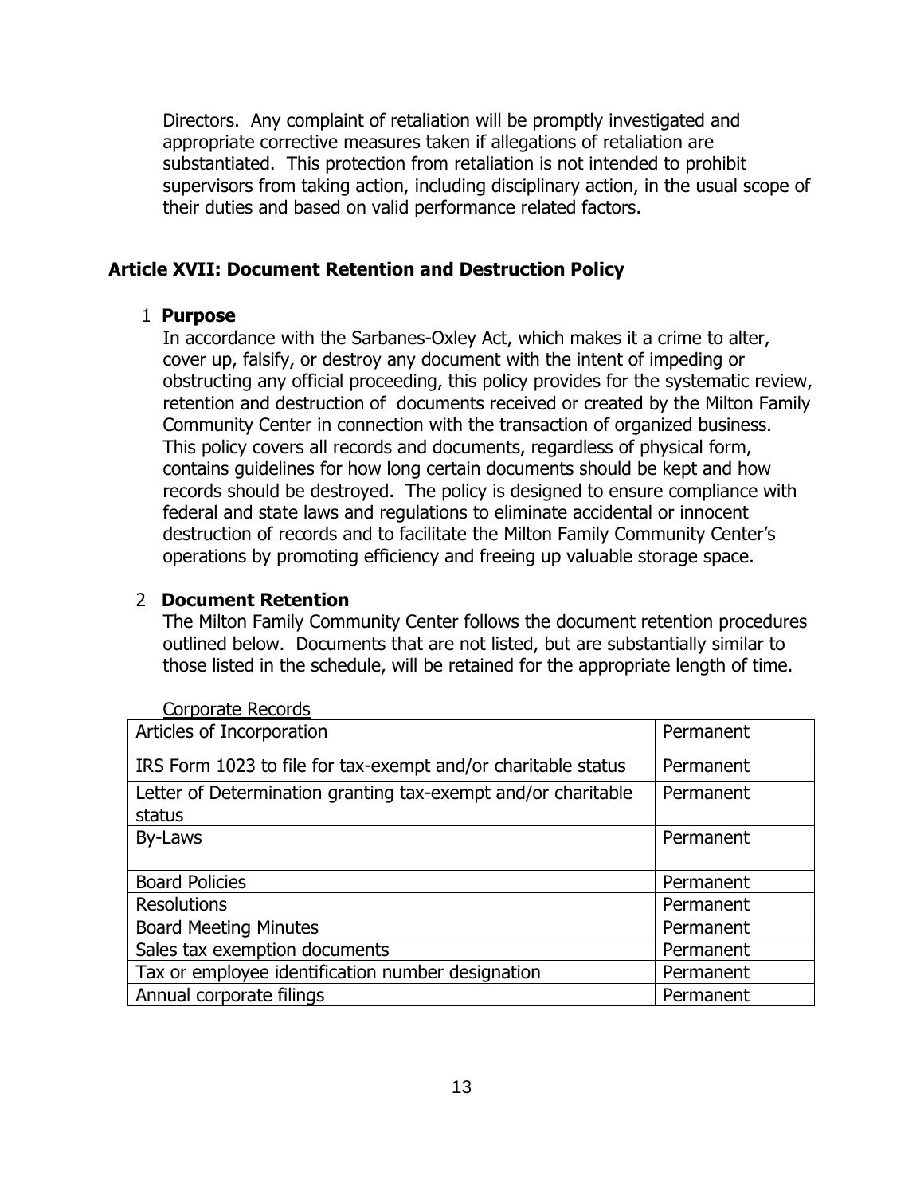Directors. Any complaint of retaliation will be promptly investigated and appropriate corrective measures taken if allegations of retaliation are substantiated. This protection from retaliation is not intended to prohibit supervisors from taking action, including disciplinary action, in the usual scope of their duties and based on valid performance related factors.

## Article XVII: Document Retention and Destruction Policy

1 **Purpose**

In accordance with the Sarbanes-Oxley Act, which makes it a crime to alter, cover up, falsify, or destroy any document with the intent of impeding or obstructing any official proceeding, this policy provides for the systematic review, retention and destruction of documents received or created by the Milton Family Community Center in connection with the transaction of organized business. This policy covers all records and documents, regardless of physical form, contains guidelines for how long certain documents should be kept and how records should be destroyed. The policy is designed to ensure compliance with federal and state laws and regulations to eliminate accidental or innocent destruction of records and to facilitate the Milton Family Community Center's operations by promoting efficiency and freeing up valuable storage space.

2 **Document Retention**

The Milton Family Community Center follows the document retention procedures outlined below. Documents that are not listed, but are substantially similar to those listed in the schedule, will be retained for the appropriate length of time.

Corporate Records

| | |
|---|---|
| Articles of Incorporation | Permanent |
| IRS Form 1023 to file for tax-exempt and/or charitable status | Permanent |
| Letter of Determination granting tax-exempt and/or charitable status | Permanent |
| By-Laws | Permanent |
| Board Policies | Permanent |
| Resolutions | Permanent |
| Board Meeting Minutes | Permanent |
| Sales tax exemption documents | Permanent |
| Tax or employee identification number designation | Permanent |
| Annual corporate filings | Permanent |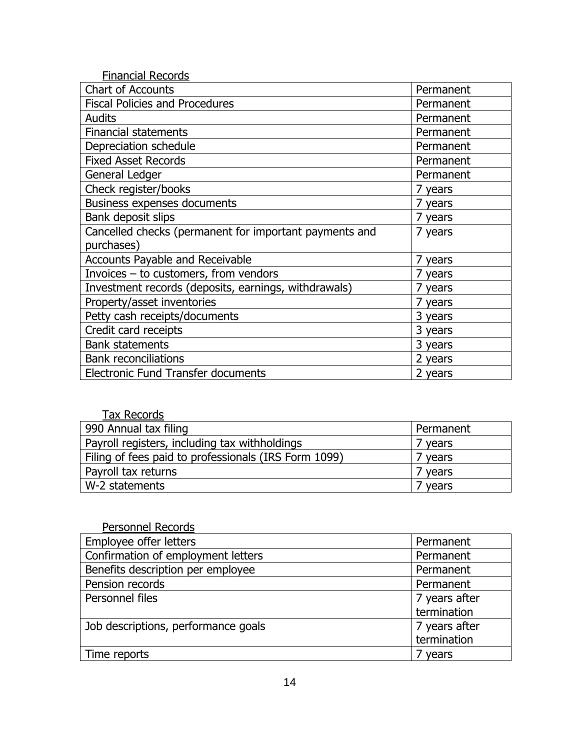Financial Records

| Chart of Accounts | Permanent |
| --- | --- |
| Fiscal Policies and Procedures | Permanent |
| Audits | Permanent |
| Financial statements | Permanent |
| Depreciation schedule | Permanent |
| Fixed Asset Records | Permanent |
| General Ledger | Permanent |
| Check register/books | 7 years |
| Business expenses documents | 7 years |
| Bank deposit slips | 7 years |
| Cancelled checks (permanent for important payments and purchases) | 7 years |
| Accounts Payable and Receivable | 7 years |
| Invoices – to customers, from vendors | 7 years |
| Investment records (deposits, earnings, withdrawals) | 7 years |
| Property/asset inventories | 7 years |
| Petty cash receipts/documents | 3 years |
| Credit card receipts | 3 years |
| Bank statements | 3 years |
| Bank reconciliations | 2 years |
| Electronic Fund Transfer documents | 2 years |

Tax Records

| 990 Annual tax filing | Permanent |
| --- | --- |
| Payroll registers, including tax withholdings | 7 years |
| Filing of fees paid to professionals (IRS Form 1099) | 7 years |
| Payroll tax returns | 7 years |
| W-2 statements | 7 years |

Personnel Records

| Employee offer letters | Permanent |
| --- | --- |
| Confirmation of employment letters | Permanent |
| Benefits description per employee | Permanent |
| Pension records | Permanent |
| Personnel files | 7 years after termination |
| Job descriptions, performance goals | 7 years after termination |
| Time reports | 7 years |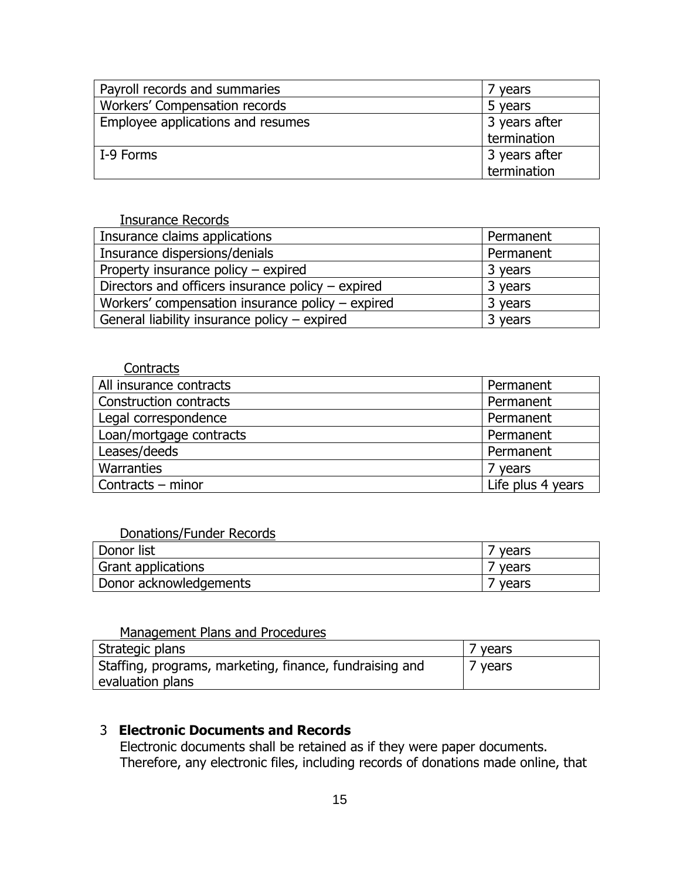| Payroll records and summaries | 7 years |
| --- | --- |
| Workers' Compensation records | 5 years |
| Employee applications and resumes | 3 years after termination |
| I-9 Forms | 3 years after termination |

Insurance Records

| Insurance claims applications | Permanent |
| --- | --- |
| Insurance dispersions/denials | Permanent |
| Property insurance policy – expired | 3 years |
| Directors and officers insurance policy – expired | 3 years |
| Workers' compensation insurance policy – expired | 3 years |
| General liability insurance policy – expired | 3 years |

Contracts

| All insurance contracts | Permanent |
| --- | --- |
| Construction contracts | Permanent |
| Legal correspondence | Permanent |
| Loan/mortgage contracts | Permanent |
| Leases/deeds | Permanent |
| Warranties | 7 years |
| Contracts – minor | Life plus 4 years |

Donations/Funder Records

| Donor list | 7 years |
| --- | --- |
| Grant applications | 7 years |
| Donor acknowledgements | 7 years |

Management Plans and Procedures

| Strategic plans | 7 years |
| --- | --- |
| Staffing, programs, marketing, finance, fundraising and evaluation plans | 7 years |

3 **Electronic Documents and Records**

Electronic documents shall be retained as if they were paper documents. Therefore, any electronic files, including records of donations made online, that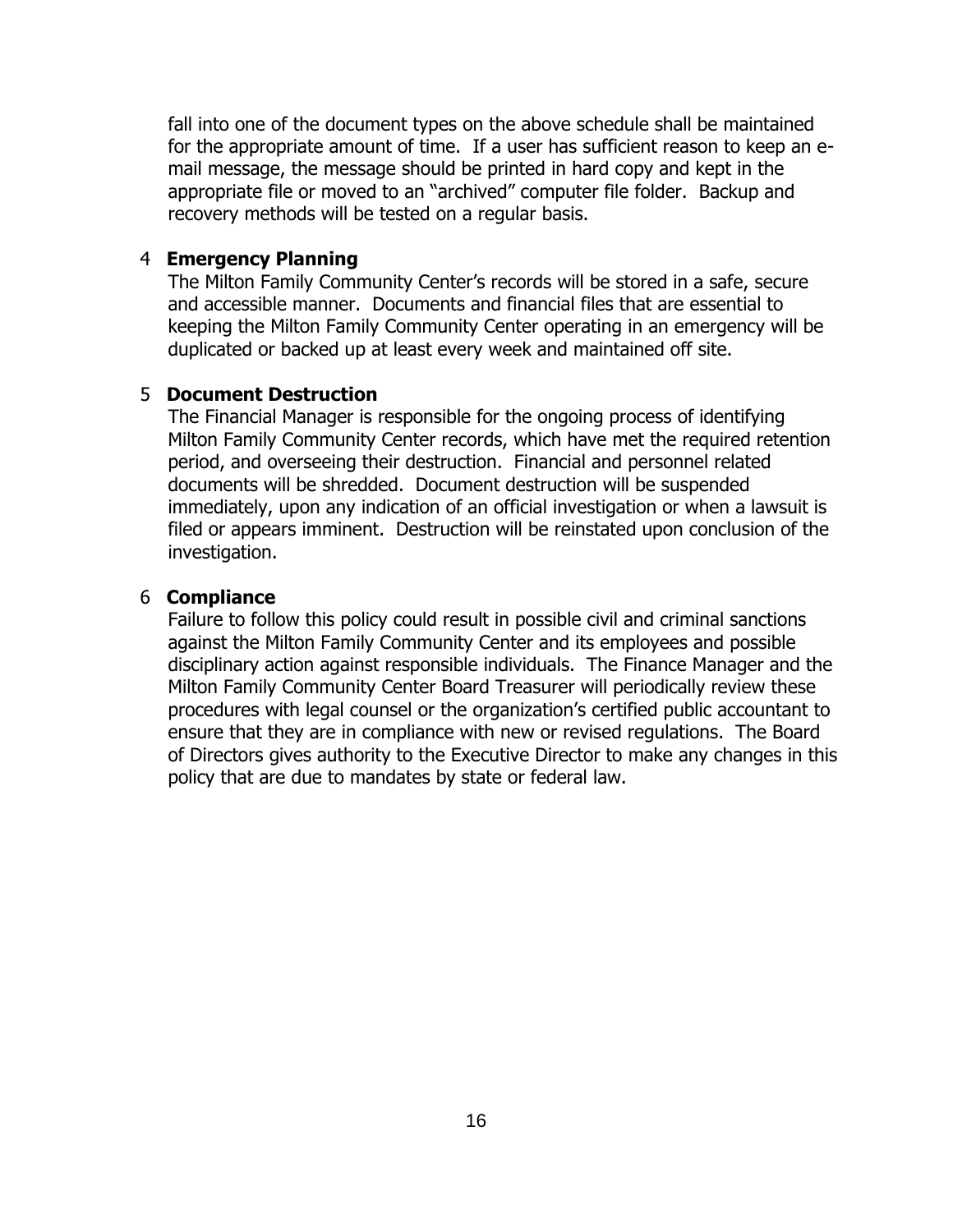fall into one of the document types on the above schedule shall be maintained for the appropriate amount of time. If a user has sufficient reason to keep an e-mail message, the message should be printed in hard copy and kept in the appropriate file or moved to an "archived" computer file folder. Backup and recovery methods will be tested on a regular basis.

4 **Emergency Planning**

The Milton Family Community Center's records will be stored in a safe, secure and accessible manner. Documents and financial files that are essential to keeping the Milton Family Community Center operating in an emergency will be duplicated or backed up at least every week and maintained off site.

5 **Document Destruction**

The Financial Manager is responsible for the ongoing process of identifying Milton Family Community Center records, which have met the required retention period, and overseeing their destruction. Financial and personnel related documents will be shredded. Document destruction will be suspended immediately, upon any indication of an official investigation or when a lawsuit is filed or appears imminent. Destruction will be reinstated upon conclusion of the investigation.

6 **Compliance**

Failure to follow this policy could result in possible civil and criminal sanctions against the Milton Family Community Center and its employees and possible disciplinary action against responsible individuals. The Finance Manager and the Milton Family Community Center Board Treasurer will periodically review these procedures with legal counsel or the organization's certified public accountant to ensure that they are in compliance with new or revised regulations. The Board of Directors gives authority to the Executive Director to make any changes in this policy that are due to mandates by state or federal law.